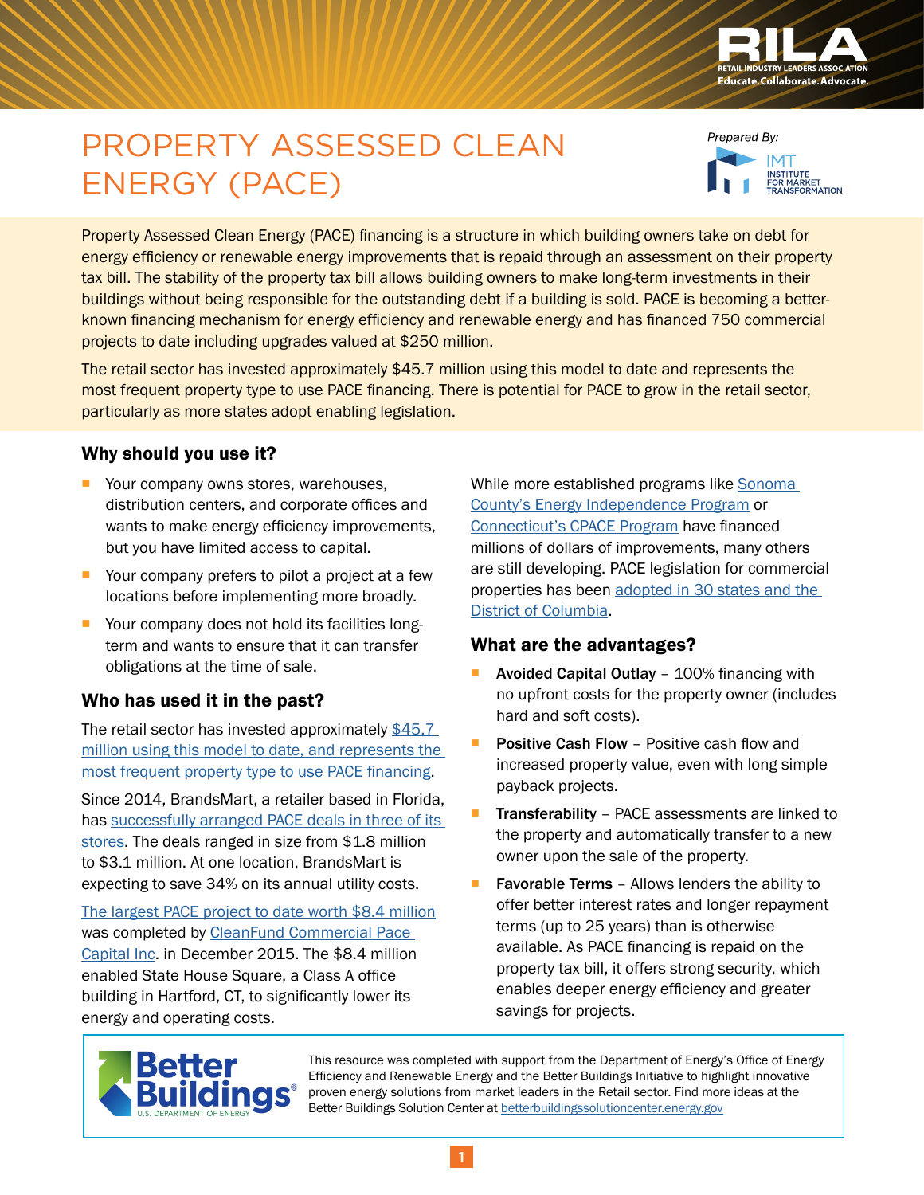# PROPERTY ASSESSED CLEAN ENERGY (PACE)

*Prepared By:* IMT Institute for Market Transformation

Property Assessed Clean Energy (PACE) financing is a structure in which building owners take on debt for energy efficiency or renewable energy improvements that is repaid through an assessment on their property tax bill. The stability of the property tax bill allows building owners to make long-term investments in their buildings without being responsible for the outstanding debt if a building is sold. PACE is becoming a better-known financing mechanism for energy efficiency and renewable energy and has financed 750 commercial projects to date including upgrades valued at $250 million.

The retail sector has invested approximately $45.7 million using this model to date and represents the most frequent property type to use PACE financing. There is potential for PACE to grow in the retail sector, particularly as more states adopt enabling legislation.

## Why should you use it?

- Your company owns stores, warehouses, distribution centers, and corporate offices and wants to make energy efficiency improvements, but you have limited access to capital.
- Your company prefers to pilot a project at a few locations before implementing more broadly.
- Your company does not hold its facilities long-term and wants to ensure that it can transfer obligations at the time of sale.

## Who has used it in the past?

The retail sector has invested approximately $45.7 million using this model to date, and represents the most frequent property type to use PACE financing.

Since 2014, BrandsMart, a retailer based in Florida, has successfully arranged PACE deals in three of its stores. The deals ranged in size from $1.8 million to $3.1 million. At one location, BrandsMart is expecting to save 34% on its annual utility costs.

The largest PACE project to date worth $8.4 million was completed by CleanFund Commercial Pace Capital Inc. in December 2015. The $8.4 million enabled State House Square, a Class A office building in Hartford, CT, to significantly lower its energy and operating costs.

While more established programs like Sonoma County's Energy Independence Program or Connecticut's CPACE Program have financed millions of dollars of improvements, many others are still developing. PACE legislation for commercial properties has been adopted in 30 states and the District of Columbia.

## What are the advantages?

- **Avoided Capital Outlay** – 100% financing with no upfront costs for the property owner (includes hard and soft costs).
- **Positive Cash Flow** – Positive cash flow and increased property value, even with long simple payback projects.
- **Transferability** – PACE assessments are linked to the property and automatically transfer to a new owner upon the sale of the property.
- **Favorable Terms** – Allows lenders the ability to offer better interest rates and longer repayment terms (up to 25 years) than is otherwise available. As PACE financing is repaid on the property tax bill, it offers strong security, which enables deeper energy efficiency and greater savings for projects.

This resource was completed with support from the Department of Energy's Office of Energy Efficiency and Renewable Energy and the Better Buildings Initiative to highlight innovative proven energy solutions from market leaders in the Retail sector. Find more ideas at the Better Buildings Solution Center at betterbuildingssolutioncenter.energy.gov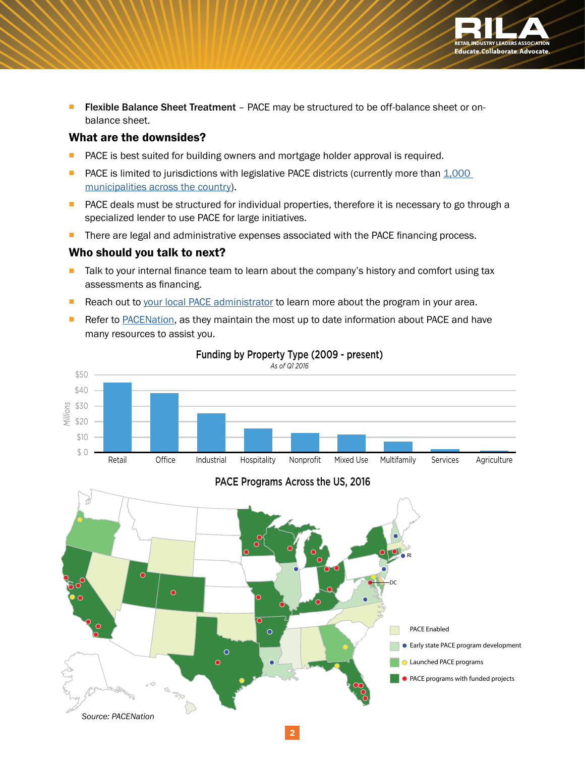- **Flexible Balance Sheet Treatment** – PACE may be structured to be off-balance sheet or on-balance sheet.

## What are the downsides?

- PACE is best suited for building owners and mortgage holder approval is required.
- PACE is limited to jurisdictions with legislative PACE districts (currently more than 1,000 municipalities across the country).
- PACE deals must be structured for individual properties, therefore it is necessary to go through a specialized lender to use PACE for large initiatives.
- There are legal and administrative expenses associated with the PACE financing process.

## Who should you talk to next?

- Talk to your internal finance team to learn about the company's history and comfort using tax assessments as financing.
- Reach out to your local PACE administrator to learn more about the program in your area.
- Refer to PACENation, as they maintain the most up to date information about PACE and have many resources to assist you.

**Funding by Property Type (2009 - present)**

*As of Q1 2016*

**PACE Programs Across the US, 2016**

*Source: PACENation*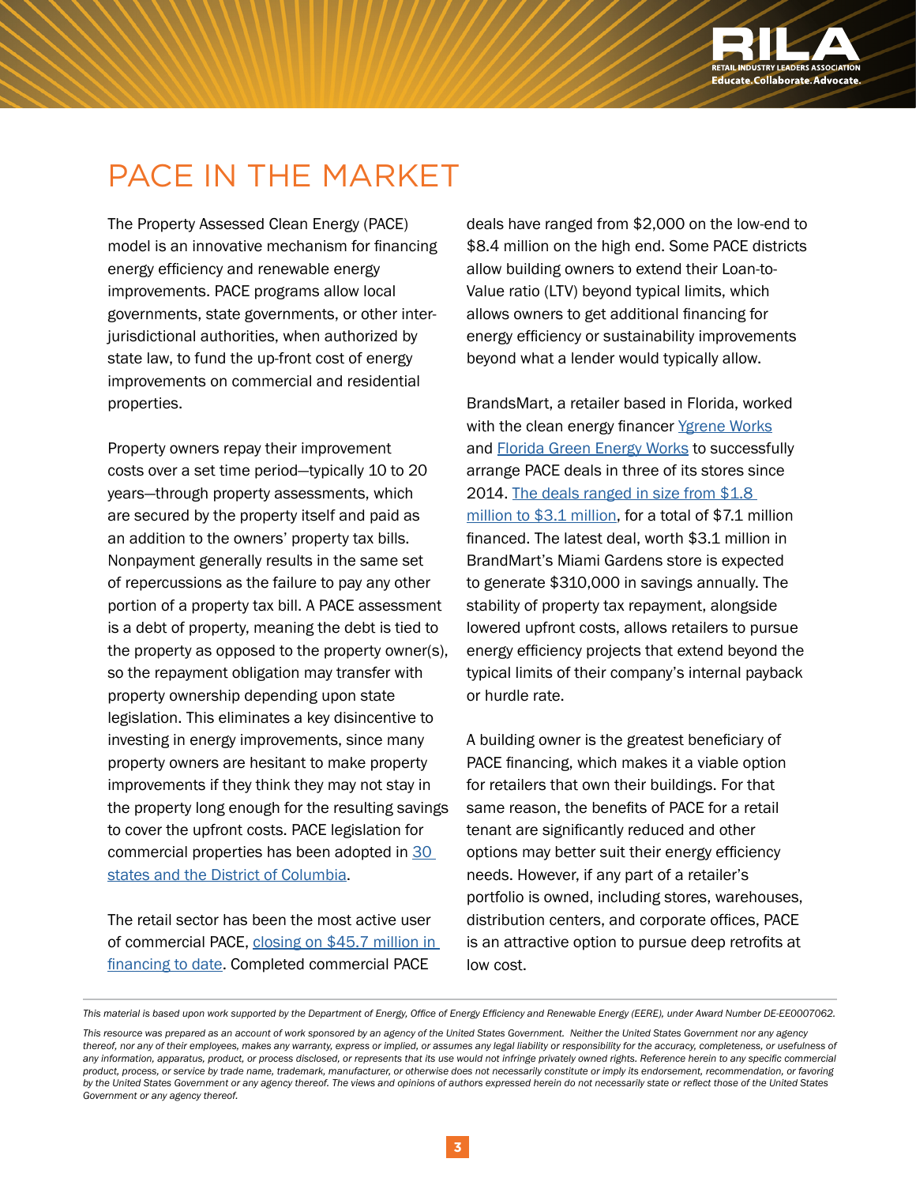# PACE IN THE MARKET

The Property Assessed Clean Energy (PACE) model is an innovative mechanism for financing energy efficiency and renewable energy improvements. PACE programs allow local governments, state governments, or other inter-jurisdictional authorities, when authorized by state law, to fund the up-front cost of energy improvements on commercial and residential properties.

Property owners repay their improvement costs over a set time period—typically 10 to 20 years—through property assessments, which are secured by the property itself and paid as an addition to the owners' property tax bills. Nonpayment generally results in the same set of repercussions as the failure to pay any other portion of a property tax bill. A PACE assessment is a debt of property, meaning the debt is tied to the property as opposed to the property owner(s), so the repayment obligation may transfer with property ownership depending upon state legislation. This eliminates a key disincentive to investing in energy improvements, since many property owners are hesitant to make property improvements if they think they may not stay in the property long enough for the resulting savings to cover the upfront costs. PACE legislation for commercial properties has been adopted in 30 states and the District of Columbia.

The retail sector has been the most active user of commercial PACE, closing on $45.7 million in financing to date. Completed commercial PACE deals have ranged from $2,000 on the low-end to $8.4 million on the high end. Some PACE districts allow building owners to extend their Loan-to-Value ratio (LTV) beyond typical limits, which allows owners to get additional financing for energy efficiency or sustainability improvements beyond what a lender would typically allow.

BrandsMart, a retailer based in Florida, worked with the clean energy financer Ygrene Works and Florida Green Energy Works to successfully arrange PACE deals in three of its stores since 2014. The deals ranged in size from $1.8 million to $3.1 million, for a total of $7.1 million financed. The latest deal, worth $3.1 million in BrandMart's Miami Gardens store is expected to generate $310,000 in savings annually. The stability of property tax repayment, alongside lowered upfront costs, allows retailers to pursue energy efficiency projects that extend beyond the typical limits of their company's internal payback or hurdle rate.

A building owner is the greatest beneficiary of PACE financing, which makes it a viable option for retailers that own their buildings. For that same reason, the benefits of PACE for a retail tenant are significantly reduced and other options may better suit their energy efficiency needs. However, if any part of a retailer's portfolio is owned, including stores, warehouses, distribution centers, and corporate offices, PACE is an attractive option to pursue deep retrofits at low cost.

*This material is based upon work supported by the Department of Energy, Office of Energy Efficiency and Renewable Energy (EERE), under Award Number DE-EE0007062.*

*This resource was prepared as an account of work sponsored by an agency of the United States Government. Neither the United States Government nor any agency thereof, nor any of their employees, makes any warranty, express or implied, or assumes any legal liability or responsibility for the accuracy, completeness, or usefulness of any information, apparatus, product, or process disclosed, or represents that its use would not infringe privately owned rights. Reference herein to any specific commercial product, process, or service by trade name, trademark, manufacturer, or otherwise does not necessarily constitute or imply its endorsement, recommendation, or favoring by the United States Government or any agency thereof. The views and opinions of authors expressed herein do not necessarily state or reflect those of the United States Government or any agency thereof.*